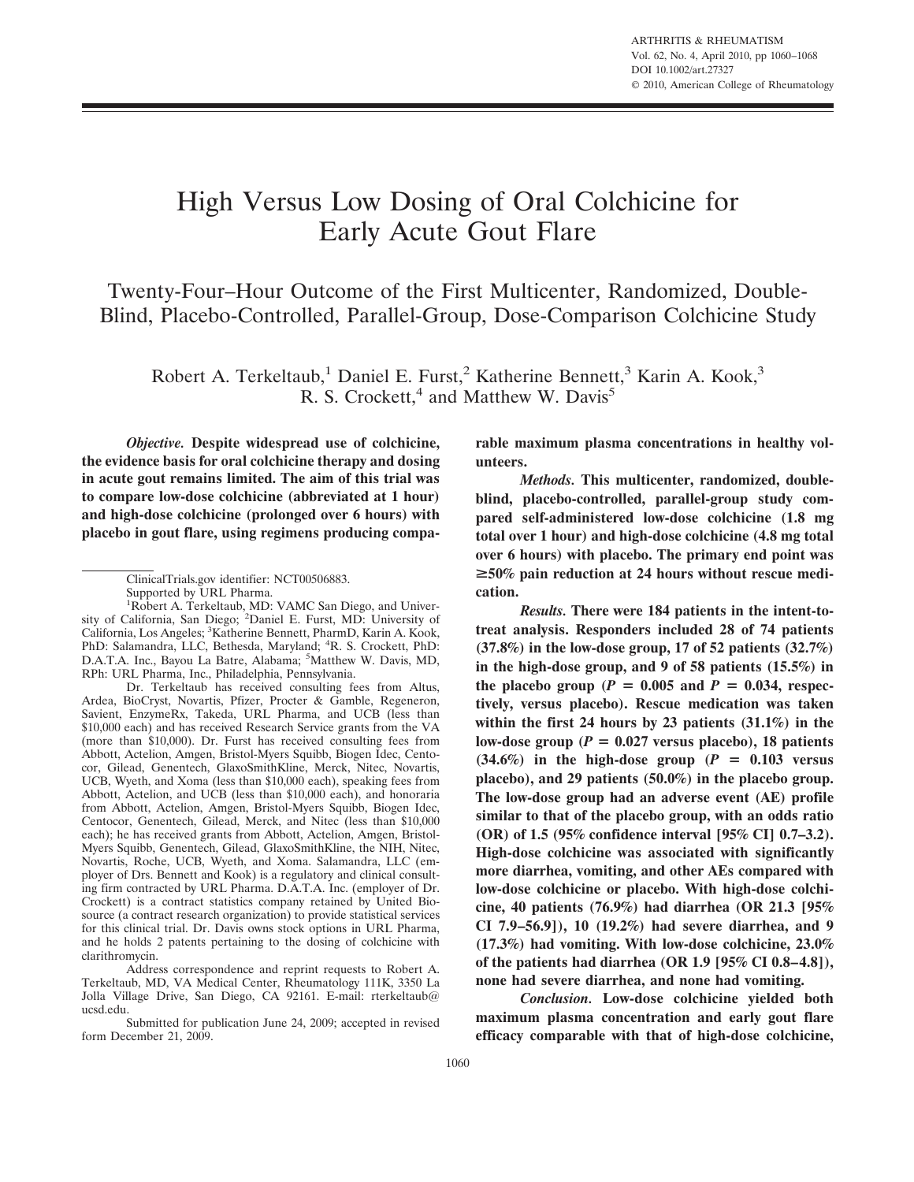# High Versus Low Dosing of Oral Colchicine for Early Acute Gout Flare

## Twenty-Four–Hour Outcome of the First Multicenter, Randomized, Double-Blind, Placebo-Controlled, Parallel-Group, Dose-Comparison Colchicine Study

Robert A. Terkeltaub,[1] Daniel E. Furst,[2] Katherine Bennett,[3] Karin A. Kook,[3] R. S. Crockett,[4] and Matthew W. Davis[5]

***Objective.*** **Despite widespread use of colchicine, the evidence basis for oral colchicine therapy and dosing in acute gout remains limited. The aim of this trial was to compare low-dose colchicine (abbreviated at 1 hour) and high-dose colchicine (prolonged over 6 hours) with placebo in gout flare, using regimens producing comparable maximum plasma concentrations in healthy volunteers.**

***Methods.*** **This multicenter, randomized, double-blind, placebo-controlled, parallel-group study compared self-administered low-dose colchicine (1.8 mg total over 1 hour) and high-dose colchicine (4.8 mg total over 6 hours) with placebo. The primary end point was ≥50% pain reduction at 24 hours without rescue medication.**

***Results.*** **There were 184 patients in the intent-to-treat analysis. Responders included 28 of 74 patients (37.8%) in the low-dose group, 17 of 52 patients (32.7%) in the high-dose group, and 9 of 58 patients (15.5%) in the placebo group ($P = 0.005$ and $P = 0.034$, respectively, versus placebo). Rescue medication was taken within the first 24 hours by 23 patients (31.1%) in the low-dose group ($P = 0.027$ versus placebo), 18 patients (34.6%) in the high-dose group ($P = 0.103$ versus placebo), and 29 patients (50.0%) in the placebo group. The low-dose group had an adverse event (AE) profile similar to that of the placebo group, with an odds ratio (OR) of 1.5 (95% confidence interval [95% CI] 0.7–3.2). High-dose colchicine was associated with significantly more diarrhea, vomiting, and other AEs compared with low-dose colchicine or placebo. With high-dose colchicine, 40 patients (76.9%) had diarrhea (OR 21.3 [95% CI 7.9–56.9]), 10 (19.2%) had severe diarrhea, and 9 (17.3%) had vomiting. With low-dose colchicine, 23.0% of the patients had diarrhea (OR 1.9 [95% CI 0.8–4.8]), none had severe diarrhea, and none had vomiting.**

***Conclusion.*** **Low-dose colchicine yielded both maximum plasma concentration and early gout flare efficacy comparable with that of high-dose colchicine,**

---

ClinicalTrials.gov identifier: NCT00506883.

Supported by URL Pharma.

[1]Robert A. Terkeltaub, MD: VAMC San Diego, and University of California, San Diego; [2]Daniel E. Furst, MD: University of California, Los Angeles; [3]Katherine Bennett, PharmD, Karin A. Kook, PhD: Salamandra, LLC, Bethesda, Maryland; [4]R. S. Crockett, PhD: D.A.T.A. Inc., Bayou La Batre, Alabama; [5]Matthew W. Davis, MD, RPh: URL Pharma, Inc., Philadelphia, Pennsylvania.

Dr. Terkeltaub has received consulting fees from Altus, Ardea, BioCryst, Novartis, Pfizer, Procter & Gamble, Regeneron, Savient, EnzymeRx, Takeda, URL Pharma, and UCB (less than $10,000 each) and has received Research Service grants from the VA (more than $10,000). Dr. Furst has received consulting fees from Abbott, Actelion, Amgen, Bristol-Myers Squibb, Biogen Idec, Centocor, Gilead, Genentech, GlaxoSmithKline, Merck, Nitec, Novartis, UCB, Wyeth, and Xoma (less than $10,000 each), speaking fees from Abbott, Actelion, and UCB (less than $10,000 each), and honoraria from Abbott, Actelion, Amgen, Bristol-Myers Squibb, Biogen Idec, Centocor, Genentech, Gilead, Merck, and Nitec (less than $10,000 each); he has received grants from Abbott, Actelion, Amgen, Bristol-Myers Squibb, Genentech, Gilead, GlaxoSmithKline, the NIH, Nitec, Novartis, Roche, UCB, Wyeth, and Xoma. Salamandra, LLC (employer of Drs. Bennett and Kook) is a regulatory and clinical consulting firm contracted by URL Pharma. D.A.T.A. Inc. (employer of Dr. Crockett) is a contract statistics company retained by United Biosource (a contract research organization) to provide statistical services for this clinical trial. Dr. Davis owns stock options in URL Pharma, and he holds 2 patents pertaining to the dosing of colchicine with clarithromycin.

Address correspondence and reprint requests to Robert A. Terkeltaub, MD, VA Medical Center, Rheumatology 111K, 3350 La Jolla Village Drive, San Diego, CA 92161. E-mail: rterkeltaub@ucsd.edu.

Submitted for publication June 24, 2009; accepted in revised form December 21, 2009.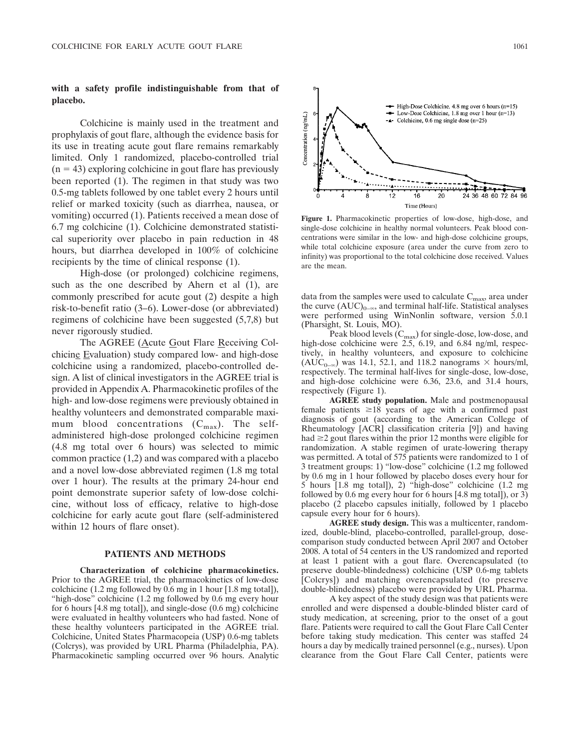**with a safety profile indistinguishable from that of placebo.**

Colchicine is mainly used in the treatment and prophylaxis of gout flare, although the evidence basis for its use in treating acute gout flare remains remarkably limited. Only 1 randomized, placebo-controlled trial (n = 43) exploring colchicine in gout flare has previously been reported (1). The regimen in that study was two 0.5-mg tablets followed by one tablet every 2 hours until relief or marked toxicity (such as diarrhea, nausea, or vomiting) occurred (1). Patients received a mean dose of 6.7 mg colchicine (1). Colchicine demonstrated statistical superiority over placebo in pain reduction in 48 hours, but diarrhea developed in 100% of colchicine recipients by the time of clinical response (1).

High-dose (or prolonged) colchicine regimens, such as the one described by Ahern et al (1), are commonly prescribed for acute gout (2) despite a high risk-to-benefit ratio (3–6). Lower-dose (or abbreviated) regimens of colchicine have been suggested (5,7,8) but never rigorously studied.

The AGREE (Acute Gout Flare Receiving Colchicine Evaluation) study compared low- and high-dose colchicine using a randomized, placebo-controlled design. A list of clinical investigators in the AGREE trial is provided in Appendix A. Pharmacokinetic profiles of the high- and low-dose regimens were previously obtained in healthy volunteers and demonstrated comparable maximum blood concentrations ($C_{max}$). The self-administered high-dose prolonged colchicine regimen (4.8 mg total over 6 hours) was selected to mimic common practice (1,2) and was compared with a placebo and a novel low-dose abbreviated regimen (1.8 mg total over 1 hour). The results at the primary 24-hour end point demonstrate superior safety of low-dose colchicine, without loss of efficacy, relative to high-dose colchicine for early acute gout flare (self-administered within 12 hours of flare onset).

## PATIENTS AND METHODS

**Characterization of colchicine pharmacokinetics.** Prior to the AGREE trial, the pharmacokinetics of low-dose colchicine (1.2 mg followed by 0.6 mg in 1 hour [1.8 mg total]), "high-dose" colchicine (1.2 mg followed by 0.6 mg every hour for 6 hours [4.8 mg total]), and single-dose (0.6 mg) colchicine were evaluated in healthy volunteers who had fasted. None of these healthy volunteers participated in the AGREE trial. Colchicine, United States Pharmacopeia (USP) 0.6-mg tablets (Colcrys), was provided by URL Pharma (Philadelphia, PA). Pharmacokinetic sampling occurred over 96 hours. Analytic data from the samples were used to calculate $C_{max}$, area under the curve $(AUC)_{0-\infty}$, and terminal half-life. Statistical analyses were performed using WinNonlin software, version 5.0.1 (Pharsight, St. Louis, MO).

**Figure 1.** Pharmacokinetic properties of low-dose, high-dose, and single-dose colchicine in healthy normal volunteers. Peak blood concentrations were similar in the low- and high-dose colchicine groups, while total colchicine exposure (area under the curve from zero to infinity) was proportional to the total colchicine dose received. Values are the mean.

Peak blood levels ($C_{max}$) for single-dose, low-dose, and high-dose colchicine were 2.5, 6.19, and 6.84 ng/ml, respectively, in healthy volunteers, and exposure to colchicine ($AUC_{0-\infty}$) was 14.1, 52.1, and 118.2 nanograms × hours/ml, respectively. The terminal half-lives for single-dose, low-dose, and high-dose colchicine were 6.36, 23.6, and 31.4 hours, respectively (Figure 1).

**AGREE study population.** Male and postmenopausal female patients ≥18 years of age with a confirmed past diagnosis of gout (according to the American College of Rheumatology [ACR] classification criteria [9]) and having had ≥2 gout flares within the prior 12 months were eligible for randomization. A stable regimen of urate-lowering therapy was permitted. A total of 575 patients were randomized to 1 of 3 treatment groups: 1) "low-dose" colchicine (1.2 mg followed by 0.6 mg in 1 hour followed by placebo doses every hour for 5 hours [1.8 mg total]), 2) "high-dose" colchicine (1.2 mg followed by 0.6 mg every hour for 6 hours [4.8 mg total]), or 3) placebo (2 placebo capsules initially, followed by 1 placebo capsule every hour for 6 hours).

**AGREE study design.** This was a multicenter, randomized, double-blind, placebo-controlled, parallel-group, dose-comparison study conducted between April 2007 and October 2008. A total of 54 centers in the US randomized and reported at least 1 patient with a gout flare. Overencapsulated (to preserve double-blindedness) colchicine (USP 0.6-mg tablets [Colcrys]) and matching overencapsulated (to preserve double-blindedness) placebo were provided by URL Pharma.

A key aspect of the study design was that patients were enrolled and were dispensed a double-blinded blister card of study medication, at screening, prior to the onset of a gout flare. Patients were required to call the Gout Flare Call Center before taking study medication. This center was staffed 24 hours a day by medically trained personnel (e.g., nurses). Upon clearance from the Gout Flare Call Center, patients were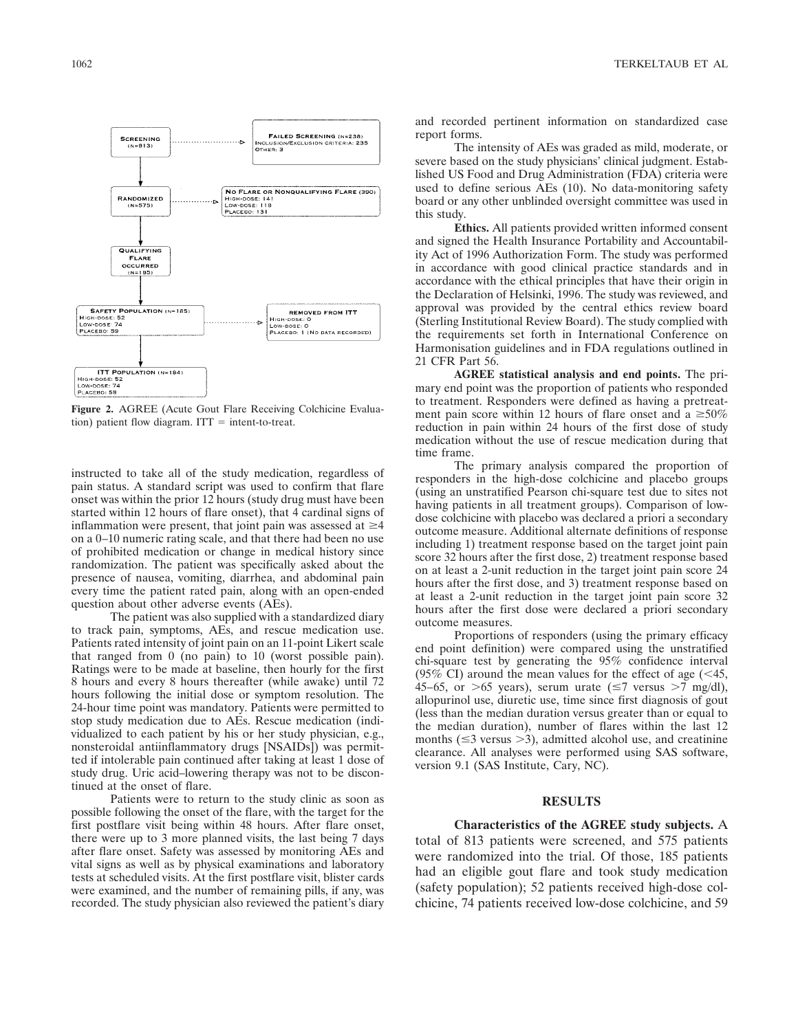**Figure 2.** AGREE (Acute Gout Flare Receiving Colchicine Evaluation) patient flow diagram. ITT = intent-to-treat.

instructed to take all of the study medication, regardless of pain status. A standard script was used to confirm that flare onset was within the prior 12 hours (study drug must have been started within 12 hours of flare onset), that 4 cardinal signs of inflammation were present, that joint pain was assessed at $\geq$4 on a 0–10 numeric rating scale, and that there had been no use of prohibited medication or change in medical history since randomization. The patient was specifically asked about the presence of nausea, vomiting, diarrhea, and abdominal pain every time the patient rated pain, along with an open-ended question about other adverse events (AEs).

The patient was also supplied with a standardized diary to track pain, symptoms, AEs, and rescue medication use. Patients rated intensity of joint pain on an 11-point Likert scale that ranged from 0 (no pain) to 10 (worst possible pain). Ratings were to be made at baseline, then hourly for the first 8 hours and every 8 hours thereafter (while awake) until 72 hours following the initial dose or symptom resolution. The 24-hour time point was mandatory. Patients were permitted to stop study medication due to AEs. Rescue medication (individualized to each patient by his or her study physician, e.g., nonsteroidal antiinflammatory drugs [NSAIDs]) was permitted if intolerable pain continued after taking at least 1 dose of study drug. Uric acid–lowering therapy was not to be discontinued at the onset of flare.

Patients were to return to the study clinic as soon as possible following the onset of the flare, with the target for the first postflare visit being within 48 hours. After flare onset, there were up to 3 more planned visits, the last being 7 days after flare onset. Safety was assessed by monitoring AEs and vital signs as well as by physical examinations and laboratory tests at scheduled visits. At the first postflare visit, blister cards were examined, and the number of remaining pills, if any, was recorded. The study physician also reviewed the patient's diary and recorded pertinent information on standardized case report forms.

The intensity of AEs was graded as mild, moderate, or severe based on the study physicians' clinical judgment. Established US Food and Drug Administration (FDA) criteria were used to define serious AEs (10). No data-monitoring safety board or any other unblinded oversight committee was used in this study.

**Ethics.** All patients provided written informed consent and signed the Health Insurance Portability and Accountability Act of 1996 Authorization Form. The study was performed in accordance with good clinical practice standards and in accordance with the ethical principles that have their origin in the Declaration of Helsinki, 1996. The study was reviewed, and approval was provided by the central ethics review board (Sterling Institutional Review Board). The study complied with the requirements set forth in International Conference on Harmonisation guidelines and in FDA regulations outlined in 21 CFR Part 56.

**AGREE statistical analysis and end points.** The primary end point was the proportion of patients who responded to treatment. Responders were defined as having a pretreatment pain score within 12 hours of flare onset and a $\geq$50% reduction in pain within 24 hours of the first dose of study medication without the use of rescue medication during that time frame.

The primary analysis compared the proportion of responders in the high-dose colchicine and placebo groups (using an unstratified Pearson chi-square test due to sites not having patients in all treatment groups). Comparison of low-dose colchicine with placebo was declared a priori a secondary outcome measure. Additional alternate definitions of response including 1) treatment response based on the target joint pain score 32 hours after the first dose, 2) treatment response based on at least a 2-unit reduction in the target joint pain score 24 hours after the first dose, and 3) treatment response based on at least a 2-unit reduction in the target joint pain score 32 hours after the first dose were declared a priori secondary outcome measures.

Proportions of responders (using the primary efficacy end point definition) were compared using the unstratified chi-square test by generating the 95% confidence interval (95% CI) around the mean values for the effect of age ($<$45, 45–65, or $>$65 years), serum urate ($\leq$7 versus $>$7 mg/dl), allopurinol use, diuretic use, time since first diagnosis of gout (less than the median duration versus greater than or equal to the median duration), number of flares within the last 12 months ($\leq$3 versus $>$3), admitted alcohol use, and creatinine clearance. All analyses were performed using SAS software, version 9.1 (SAS Institute, Cary, NC).

## RESULTS

**Characteristics of the AGREE study subjects.** A total of 813 patients were screened, and 575 patients were randomized into the trial. Of those, 185 patients had an eligible gout flare and took study medication (safety population); 52 patients received high-dose colchicine, 74 patients received low-dose colchicine, and 59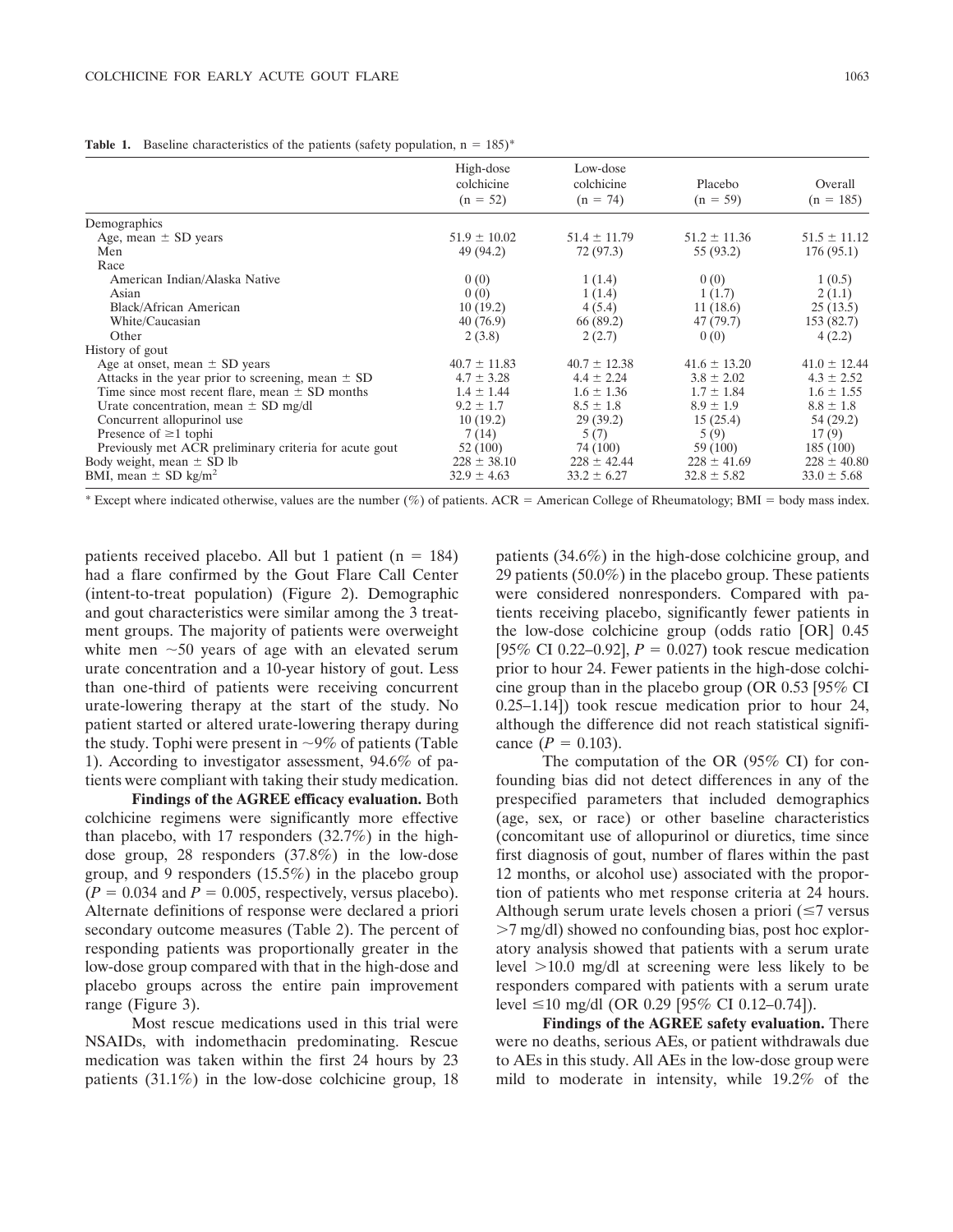**Table 1.** Baseline characteristics of the patients (safety population, n = 185)*

| | High-dose colchicine (n = 52) | Low-dose colchicine (n = 74) | Placebo (n = 59) | Overall (n = 185) |
|---|---|---|---|---|
| Demographics | | | | |
| Age, mean ± SD years | 51.9 ± 10.02 | 51.4 ± 11.79 | 51.2 ± 11.36 | 51.5 ± 11.12 |
| Men | 49 (94.2) | 72 (97.3) | 55 (93.2) | 176 (95.1) |
| Race | | | | |
| American Indian/Alaska Native | 0 (0) | 1 (1.4) | 0 (0) | 1 (0.5) |
| Asian | 0 (0) | 1 (1.4) | 1 (1.7) | 2 (1.1) |
| Black/African American | 10 (19.2) | 4 (5.4) | 11 (18.6) | 25 (13.5) |
| White/Caucasian | 40 (76.9) | 66 (89.2) | 47 (79.7) | 153 (82.7) |
| Other | 2 (3.8) | 2 (2.7) | 0 (0) | 4 (2.2) |
| History of gout | | | | |
| Age at onset, mean ± SD years | 40.7 ± 11.83 | 40.7 ± 12.38 | 41.6 ± 13.20 | 41.0 ± 12.44 |
| Attacks in the year prior to screening, mean ± SD | 4.7 ± 3.28 | 4.4 ± 2.24 | 3.8 ± 2.02 | 4.3 ± 2.52 |
| Time since most recent flare, mean ± SD months | 1.4 ± 1.44 | 1.6 ± 1.36 | 1.7 ± 1.84 | 1.6 ± 1.55 |
| Urate concentration, mean ± SD mg/dl | 9.2 ± 1.7 | 8.5 ± 1.8 | 8.9 ± 1.9 | 8.8 ± 1.8 |
| Concurrent allopurinol use | 10 (19.2) | 29 (39.2) | 15 (25.4) | 54 (29.2) |
| Presence of ≥1 tophi | 7 (14) | 5 (7) | 5 (9) | 17 (9) |
| Previously met ACR preliminary criteria for acute gout | 52 (100) | 74 (100) | 59 (100) | 185 (100) |
| Body weight, mean ± SD lb | 228 ± 38.10 | 228 ± 42.44 | 228 ± 41.69 | 228 ± 40.80 |
| BMI, mean ± SD kg/m$^2$ | 32.9 ± 4.63 | 33.2 ± 6.27 | 32.8 ± 5.82 | 33.0 ± 5.68 |

* Except where indicated otherwise, values are the number (%) of patients. ACR = American College of Rheumatology; BMI = body mass index.

patients received placebo. All but 1 patient (n = 184) had a flare confirmed by the Gout Flare Call Center (intent-to-treat population) (Figure 2). Demographic and gout characteristics were similar among the 3 treatment groups. The majority of patients were overweight white men ~50 years of age with an elevated serum urate concentration and a 10-year history of gout. Less than one-third of patients were receiving concurrent urate-lowering therapy at the start of the study. No patient started or altered urate-lowering therapy during the study. Tophi were present in ~9% of patients (Table 1). According to investigator assessment, 94.6% of patients were compliant with taking their study medication.

**Findings of the AGREE efficacy evaluation.** Both colchicine regimens were significantly more effective than placebo, with 17 responders (32.7%) in the high-dose group, 28 responders (37.8%) in the low-dose group, and 9 responders (15.5%) in the placebo group ($P = 0.034$ and $P = 0.005$, respectively, versus placebo). Alternate definitions of response were declared a priori secondary outcome measures (Table 2). The percent of responding patients was proportionally greater in the low-dose group compared with that in the high-dose and placebo groups across the entire pain improvement range (Figure 3).

Most rescue medications used in this trial were NSAIDs, with indomethacin predominating. Rescue medication was taken within the first 24 hours by 23 patients (31.1%) in the low-dose colchicine group, 18 patients (34.6%) in the high-dose colchicine group, and 29 patients (50.0%) in the placebo group. These patients were considered nonresponders. Compared with patients receiving placebo, significantly fewer patients in the low-dose colchicine group (odds ratio [OR] 0.45 [95% CI 0.22–0.92], $P = 0.027$) took rescue medication prior to hour 24. Fewer patients in the high-dose colchicine group than in the placebo group (OR 0.53 [95% CI 0.25–1.14]) took rescue medication prior to hour 24, although the difference did not reach statistical significance ($P = 0.103$).

The computation of the OR (95% CI) for confounding bias did not detect differences in any of the prespecified parameters that included demographics (age, sex, or race) or other baseline characteristics (concomitant use of allopurinol or diuretics, time since first diagnosis of gout, number of flares within the past 12 months, or alcohol use) associated with the proportion of patients who met response criteria at 24 hours. Although serum urate levels chosen a priori (≤7 versus >7 mg/dl) showed no confounding bias, post hoc exploratory analysis showed that patients with a serum urate level >10.0 mg/dl at screening were less likely to be responders compared with patients with a serum urate level ≤10 mg/dl (OR 0.29 [95% CI 0.12–0.74]).

**Findings of the AGREE safety evaluation.** There were no deaths, serious AEs, or patient withdrawals due to AEs in this study. All AEs in the low-dose group were mild to moderate in intensity, while 19.2% of the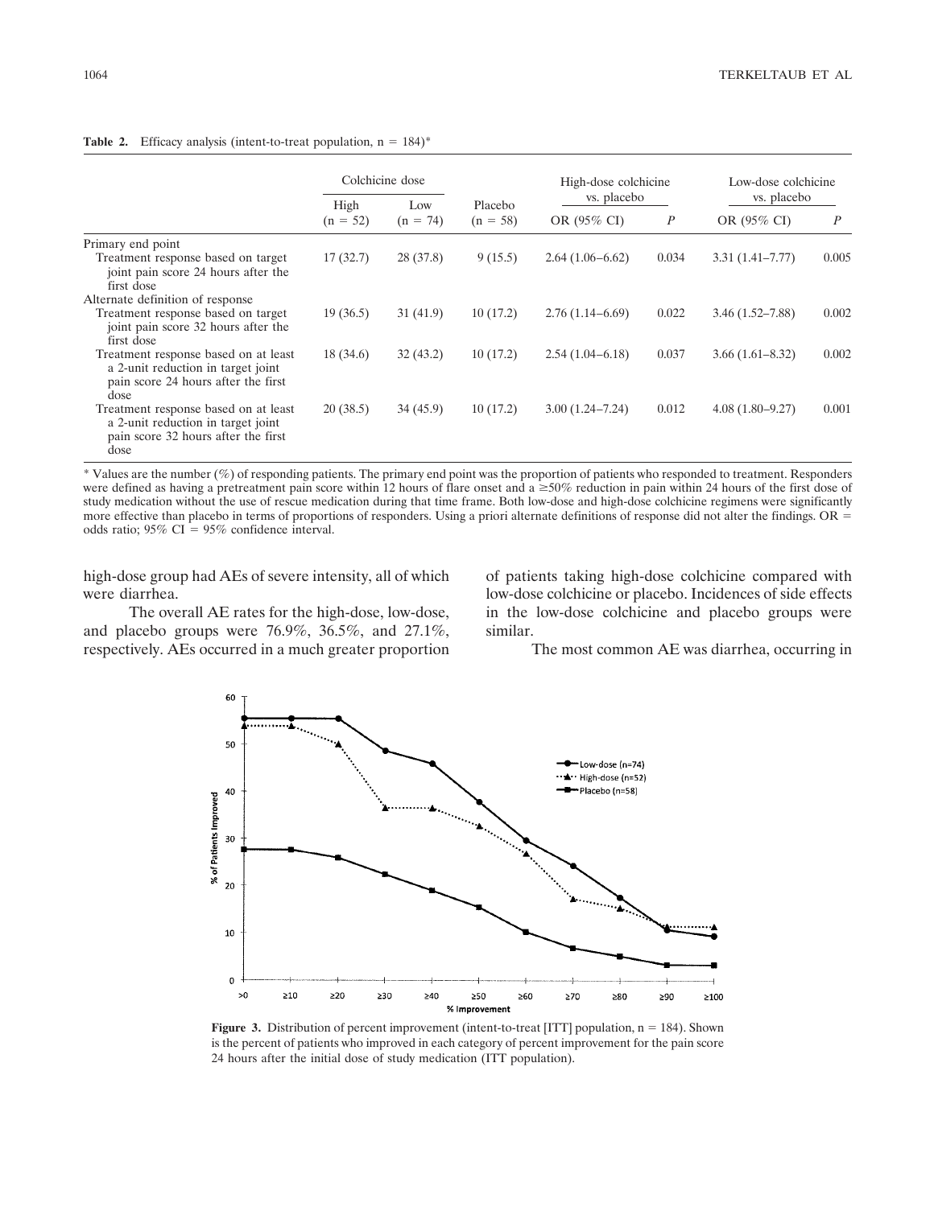**Table 2.** Efficacy analysis (intent-to-treat population, n = 184)*

| | Colchicine dose | | Placebo | High-dose colchicine vs. placebo | | Low-dose colchicine vs. placebo | |
|---|---|---|---|---|---|---|---|
| | High (n = 52) | Low (n = 74) | (n = 58) | OR (95% CI) | *P* | OR (95% CI) | *P* |
| Primary end point | | | | | | | |
| Treatment response based on target joint pain score 24 hours after the first dose | 17 (32.7) | 28 (37.8) | 9 (15.5) | 2.64 (1.06–6.62) | 0.034 | 3.31 (1.41–7.77) | 0.005 |
| Alternate definition of response | | | | | | | |
| Treatment response based on target joint pain score 32 hours after the first dose | 19 (36.5) | 31 (41.9) | 10 (17.2) | 2.76 (1.14–6.69) | 0.022 | 3.46 (1.52–7.88) | 0.002 |
| Treatment response based on at least a 2-unit reduction in target joint pain score 24 hours after the first dose | 18 (34.6) | 32 (43.2) | 10 (17.2) | 2.54 (1.04–6.18) | 0.037 | 3.66 (1.61–8.32) | 0.002 |
| Treatment response based on at least a 2-unit reduction in target joint pain score 32 hours after the first dose | 20 (38.5) | 34 (45.9) | 10 (17.2) | 3.00 (1.24–7.24) | 0.012 | 4.08 (1.80–9.27) | 0.001 |

* Values are the number (%) of responding patients. The primary end point was the proportion of patients who responded to treatment. Responders were defined as having a pretreatment pain score within 12 hours of flare onset and a ≥50% reduction in pain within 24 hours of the first dose of study medication without the use of rescue medication during that time frame. Both low-dose and high-dose colchicine regimens were significantly more effective than placebo in terms of proportions of responders. Using a priori alternate definitions of response did not alter the findings. OR = odds ratio; 95% CI = 95% confidence interval.

high-dose group had AEs of severe intensity, all of which were diarrhea.

The overall AE rates for the high-dose, low-dose, and placebo groups were 76.9%, 36.5%, and 27.1%, respectively. AEs occurred in a much greater proportion of patients taking high-dose colchicine compared with low-dose colchicine or placebo. Incidences of side effects in the low-dose colchicine and placebo groups were similar.

The most common AE was diarrhea, occurring in

**Figure 3.** Distribution of percent improvement (intent-to-treat [ITT] population, n = 184). Shown is the percent of patients who improved in each category of percent improvement for the pain score 24 hours after the initial dose of study medication (ITT population).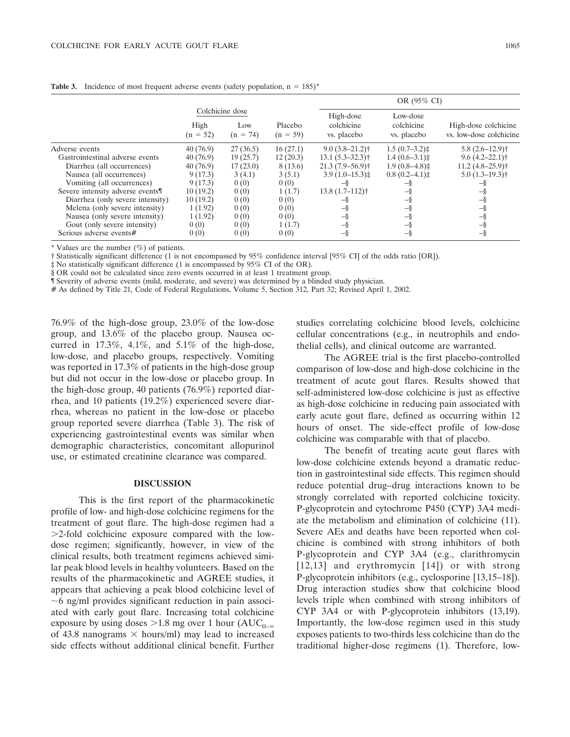**Table 3.** Incidence of most frequent adverse events (safety population, n = 185)*

| | Colchicine dose | | | OR (95% CI) | | |
|---|---|---|---|---|---|---|
| | High (n = 52) | Low (n = 74) | Placebo (n = 59) | High-dose colchicine vs. placebo | Low-dose colchicine vs. placebo | High-dose colchicine vs. low-dose colchicine |
| Adverse events | 40 (76.9) | 27 (36.5) | 16 (27.1) | 9.0 (3.8–21.2)† | 1.5 (0.7–3.2)‡ | 5.8 (2.6–12.9)† |
| Gastrointestinal adverse events | 40 (76.9) | 19 (25.7) | 12 (20.3) | 13.1 (5.3–32.3)† | 1.4 (0.6–3.1)‡ | 9.6 (4.2–22.1)† |
| Diarrhea (all occurrences) | 40 (76.9) | 17 (23.0) | 8 (13.6) | 21.3 (7.9–56.9)† | 1.9 (0.8–4.8)‡ | 11.2 (4.8–25.9)† |
| Nausea (all occurrences) | 9 (17.3) | 3 (4.1) | 3 (5.1) | 3.9 (1.0–15.3)‡ | 0.8 (0.2–4.1)‡ | 5.0 (1.3–19.3)† |
| Vomiting (all occurrences) | 9 (17.3) | 0 (0) | 0 (0) | –§ | –§ | –§ |
| Severe intensity adverse events¶ | 10 (19.2) | 0 (0) | 1 (1.7) | 13.8 (1.7–112)† | –§ | –§ |
| Diarrhea (only severe intensity) | 10 (19.2) | 0 (0) | 0 (0) | –§ | –§ | –§ |
| Melena (only severe intensity) | 1 (1.92) | 0 (0) | 0 (0) | –§ | –§ | –§ |
| Nausea (only severe intensity) | 1 (1.92) | 0 (0) | 0 (0) | –§ | –§ | –§ |
| Gout (only severe intensity) | 0 (0) | 0 (0) | 1 (1.7) | –§ | –§ | –§ |
| Serious adverse events# | 0 (0) | 0 (0) | 0 (0) | –§ | –§ | –§ |

\* Values are the number (%) of patients.

† Statistically significant difference (1 is not encompassed by 95% confidence interval [95% CI] of the odds ratio [OR]).

‡ No statistically significant difference (1 is encompassed by 95% CI of the OR).

§ OR could not be calculated since zero events occurred in at least 1 treatment group.

¶ Severity of adverse events (mild, moderate, and severe) was determined by a blinded study physician.

\# As defined by Title 21, Code of Federal Regulations, Volume 5, Section 312, Part 32; Revised April 1, 2002.

76.9% of the high-dose group, 23.0% of the low-dose group, and 13.6% of the placebo group. Nausea occurred in 17.3%, 4.1%, and 5.1% of the high-dose, low-dose, and placebo groups, respectively. Vomiting was reported in 17.3% of patients in the high-dose group but did not occur in the low-dose or placebo group. In the high-dose group, 40 patients (76.9%) reported diarrhea, and 10 patients (19.2%) experienced severe diarrhea, whereas no patient in the low-dose or placebo group reported severe diarrhea (Table 3). The risk of experiencing gastrointestinal events was similar when demographic characteristics, concomitant allopurinol use, or estimated creatinine clearance was compared.

## DISCUSSION

This is the first report of the pharmacokinetic profile of low- and high-dose colchicine regimens for the treatment of gout flare. The high-dose regimen had a >2-fold colchicine exposure compared with the low-dose regimen; significantly, however, in view of the clinical results, both treatment regimens achieved similar peak blood levels in healthy volunteers. Based on the results of the pharmacokinetic and AGREE studies, it appears that achieving a peak blood colchicine level of ~6 ng/ml provides significant reduction in pain associated with early gout flare. Increasing total colchicine exposure by using doses >1.8 mg over 1 hour ($AUC_{0-\infty}$ of 43.8 nanograms × hours/ml) may lead to increased side effects without additional clinical benefit. Further studies correlating colchicine blood levels, colchicine cellular concentrations (e.g., in neutrophils and endothelial cells), and clinical outcome are warranted.

The AGREE trial is the first placebo-controlled comparison of low-dose and high-dose colchicine in the treatment of acute gout flares. Results showed that self-administered low-dose colchicine is just as effective as high-dose colchicine in reducing pain associated with early acute gout flare, defined as occurring within 12 hours of onset. The side-effect profile of low-dose colchicine was comparable with that of placebo.

The benefit of treating acute gout flares with low-dose colchicine extends beyond a dramatic reduction in gastrointestinal side effects. This regimen should reduce potential drug–drug interactions known to be strongly correlated with reported colchicine toxicity. P-glycoprotein and cytochrome P450 (CYP) 3A4 mediate the metabolism and elimination of colchicine (11). Severe AEs and deaths have been reported when colchicine is combined with strong inhibitors of both P-glycoprotein and CYP 3A4 (e.g., clarithromycin [12,13] and erythromycin [14]) or with strong P-glycoprotein inhibitors (e.g., cyclosporine [13,15–18]). Drug interaction studies show that colchicine blood levels triple when combined with strong inhibitors of CYP 3A4 or with P-glycoprotein inhibitors (13,19). Importantly, the low-dose regimen used in this study exposes patients to two-thirds less colchicine than do the traditional higher-dose regimens (1). Therefore, low-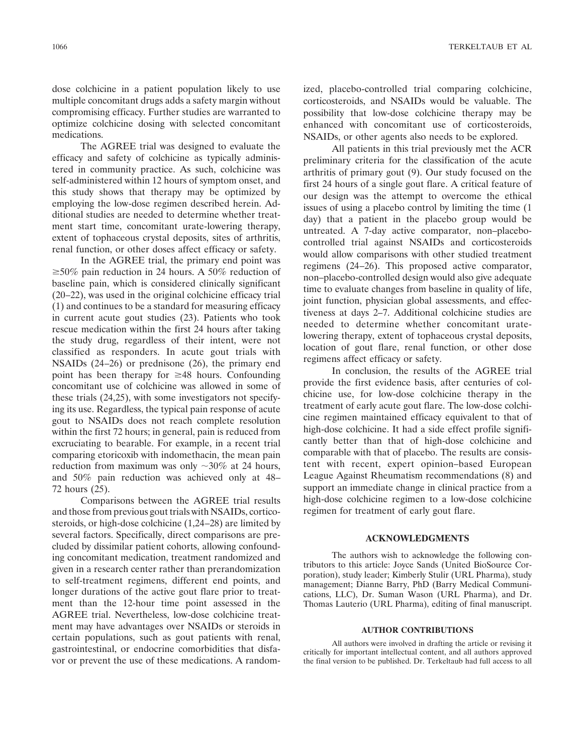dose colchicine in a patient population likely to use multiple concomitant drugs adds a safety margin without compromising efficacy. Further studies are warranted to optimize colchicine dosing with selected concomitant medications.

The AGREE trial was designed to evaluate the efficacy and safety of colchicine as typically administered in community practice. As such, colchicine was self-administered within 12 hours of symptom onset, and this study shows that therapy may be optimized by employing the low-dose regimen described herein. Additional studies are needed to determine whether treatment start time, concomitant urate-lowering therapy, extent of tophaceous crystal deposits, sites of arthritis, renal function, or other doses affect efficacy or safety.

In the AGREE trial, the primary end point was $\geq$50% pain reduction in 24 hours. A 50% reduction of baseline pain, which is considered clinically significant (20–22), was used in the original colchicine efficacy trial (1) and continues to be a standard for measuring efficacy in current acute gout studies (23). Patients who took rescue medication within the first 24 hours after taking the study drug, regardless of their intent, were not classified as responders. In acute gout trials with NSAIDs (24–26) or prednisone (26), the primary end point has been therapy for $\geq$48 hours. Confounding concomitant use of colchicine was allowed in some of these trials (24,25), with some investigators not specifying its use. Regardless, the typical pain response of acute gout to NSAIDs does not reach complete resolution within the first 72 hours; in general, pain is reduced from excruciating to bearable. For example, in a recent trial comparing etoricoxib with indomethacin, the mean pain reduction from maximum was only ~30% at 24 hours, and 50% pain reduction was achieved only at 48–72 hours (25).

Comparisons between the AGREE trial results and those from previous gout trials with NSAIDs, corticosteroids, or high-dose colchicine (1,24–28) are limited by several factors. Specifically, direct comparisons are precluded by dissimilar patient cohorts, allowing confounding concomitant medication, treatment randomized and given in a research center rather than prerandomization to self-treatment regimens, different end points, and longer durations of the active gout flare prior to treatment than the 12-hour time point assessed in the AGREE trial. Nevertheless, low-dose colchicine treatment may have advantages over NSAIDs or steroids in certain populations, such as gout patients with renal, gastrointestinal, or endocrine comorbidities that disfavor or prevent the use of these medications. A randomized, placebo-controlled trial comparing colchicine, corticosteroids, and NSAIDs would be valuable. The possibility that low-dose colchicine therapy may be enhanced with concomitant use of corticosteroids, NSAIDs, or other agents also needs to be explored.

All patients in this trial previously met the ACR preliminary criteria for the classification of the acute arthritis of primary gout (9). Our study focused on the first 24 hours of a single gout flare. A critical feature of our design was the attempt to overcome the ethical issues of using a placebo control by limiting the time (1 day) that a patient in the placebo group would be untreated. A 7-day active comparator, non–placebo-controlled trial against NSAIDs and corticosteroids would allow comparisons with other studied treatment regimens (24–26). This proposed active comparator, non–placebo-controlled design would also give adequate time to evaluate changes from baseline in quality of life, joint function, physician global assessments, and effectiveness at days 2–7. Additional colchicine studies are needed to determine whether concomitant urate-lowering therapy, extent of tophaceous crystal deposits, location of gout flare, renal function, or other dose regimens affect efficacy or safety.

In conclusion, the results of the AGREE trial provide the first evidence basis, after centuries of colchicine use, for low-dose colchicine therapy in the treatment of early acute gout flare. The low-dose colchicine regimen maintained efficacy equivalent to that of high-dose colchicine. It had a side effect profile significantly better than that of high-dose colchicine and comparable with that of placebo. The results are consistent with recent, expert opinion–based European League Against Rheumatism recommendations (8) and support an immediate change in clinical practice from a high-dose colchicine regimen to a low-dose colchicine regimen for treatment of early gout flare.

## ACKNOWLEDGMENTS

The authors wish to acknowledge the following contributors to this article: Joyce Sands (United BioSource Corporation), study leader; Kimberly Stulir (URL Pharma), study management; Dianne Barry, PhD (Barry Medical Communications, LLC), Dr. Suman Wason (URL Pharma), and Dr. Thomas Lauterio (URL Pharma), editing of final manuscript.

## AUTHOR CONTRIBUTIONS

All authors were involved in drafting the article or revising it critically for important intellectual content, and all authors approved the final version to be published. Dr. Terkeltaub had full access to all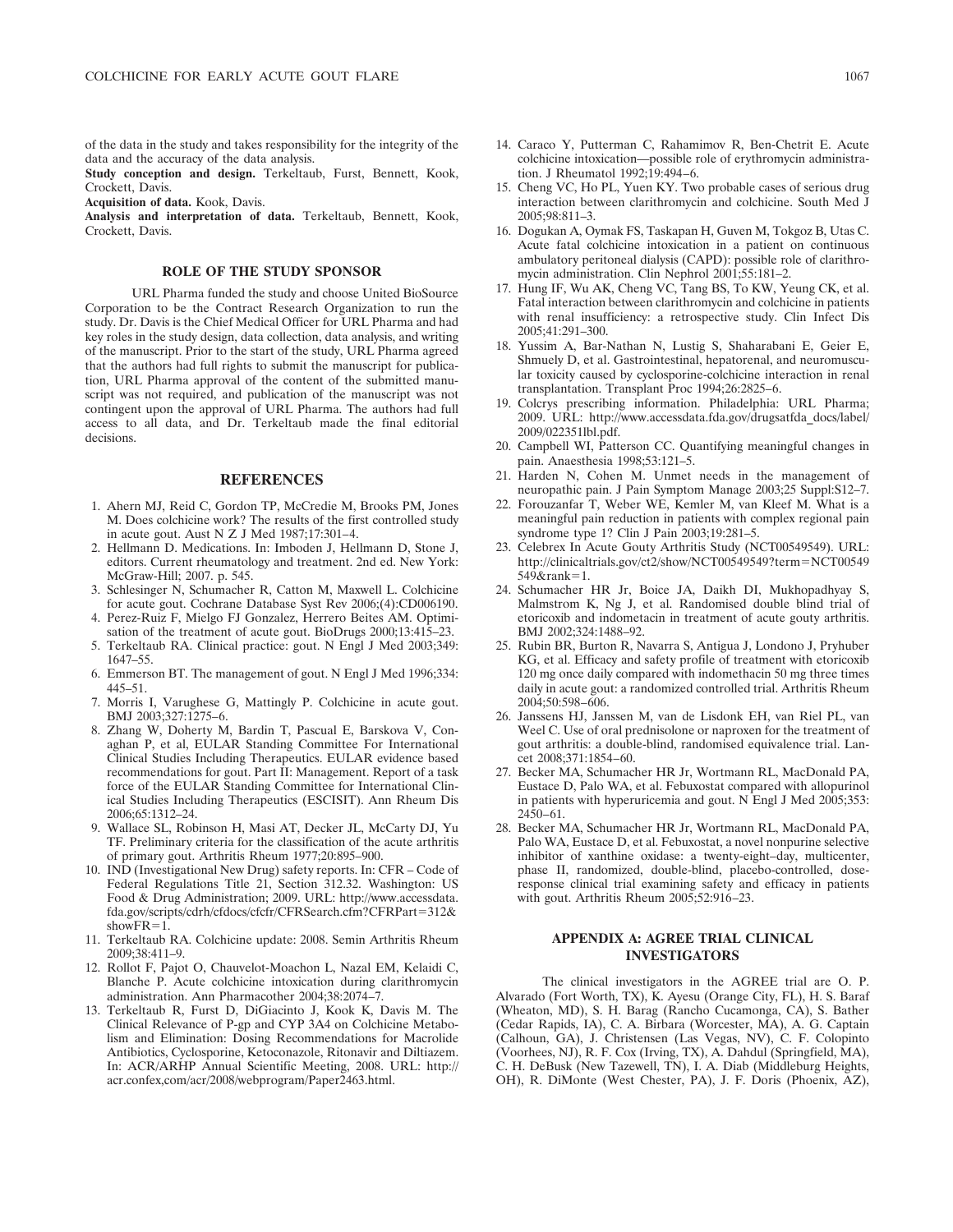of the data in the study and takes responsibility for the integrity of the data and the accuracy of the data analysis.

**Study conception and design.** Terkeltaub, Furst, Bennett, Kook, Crockett, Davis.

**Acquisition of data.** Kook, Davis.

**Analysis and interpretation of data.** Terkeltaub, Bennett, Kook, Crockett, Davis.

## ROLE OF THE STUDY SPONSOR

URL Pharma funded the study and choose United BioSource Corporation to be the Contract Research Organization to run the study. Dr. Davis is the Chief Medical Officer for URL Pharma and had key roles in the study design, data collection, data analysis, and writing of the manuscript. Prior to the start of the study, URL Pharma agreed that the authors had full rights to submit the manuscript for publication, URL Pharma approval of the content of the submitted manuscript was not required, and publication of the manuscript was not contingent upon the approval of URL Pharma. The authors had full access to all data, and Dr. Terkeltaub made the final editorial decisions.

## REFERENCES

1. Ahern MJ, Reid C, Gordon TP, McCredie M, Brooks PM, Jones M. Does colchicine work? The results of the first controlled study in acute gout. Aust N Z J Med 1987;17:301–4.
2. Hellmann D. Medications. In: Imboden J, Hellmann D, Stone J, editors. Current rheumatology and treatment. 2nd ed. New York: McGraw-Hill; 2007. p. 545.
3. Schlesinger N, Schumacher R, Catton M, Maxwell L. Colchicine for acute gout. Cochrane Database Syst Rev 2006;(4):CD006190.
4. Perez-Ruiz F, Mielgo FJ Gonzalez, Herrero Beites AM. Optimisation of the treatment of acute gout. BioDrugs 2000;13:415–23.
5. Terkeltaub RA. Clinical practice: gout. N Engl J Med 2003;349: 1647–55.
6. Emmerson BT. The management of gout. N Engl J Med 1996;334: 445–51.
7. Morris I, Varughese G, Mattingly P. Colchicine in acute gout. BMJ 2003;327:1275–6.
8. Zhang W, Doherty M, Bardin T, Pascual E, Barskova V, Conaghan P, et al, EULAR Standing Committee For International Clinical Studies Including Therapeutics. EULAR evidence based recommendations for gout. Part II: Management. Report of a task force of the EULAR Standing Committee for International Clinical Studies Including Therapeutics (ESCISIT). Ann Rheum Dis 2006;65:1312–24.
9. Wallace SL, Robinson H, Masi AT, Decker JL, McCarty DJ, Yu TF. Preliminary criteria for the classification of the acute arthritis of primary gout. Arthritis Rheum 1977;20:895–900.
10. IND (Investigational New Drug) safety reports. In: CFR – Code of Federal Regulations Title 21, Section 312.32. Washington: US Food & Drug Administration; 2009. URL: http://www.accessdata.fda.gov/scripts/cdrh/cfdocs/cfcfr/CFRSearch.cfm?CFRPart=312&showFR=1.
11. Terkeltaub RA. Colchicine update: 2008. Semin Arthritis Rheum 2009;38:411–9.
12. Rollot F, Pajot O, Chauvelot-Moachon L, Nazal EM, Kelaidi C, Blanche P. Acute colchicine intoxication during clarithromycin administration. Ann Pharmacother 2004;38:2074–7.
13. Terkeltaub R, Furst D, DiGiacinto J, Kook K, Davis M. The Clinical Relevance of P-gp and CYP 3A4 on Colchicine Metabolism and Elimination: Dosing Recommendations for Macrolide Antibiotics, Cyclosporine, Ketoconazole, Ritonavir and Diltiazem. In: ACR/ARHP Annual Scientific Meeting, 2008. URL: http://acr.confex,com/acr/2008/webprogram/Paper2463.html.
14. Caraco Y, Putterman C, Rahamimov R, Ben-Chetrit E. Acute colchicine intoxication—possible role of erythromycin administration. J Rheumatol 1992;19:494–6.
15. Cheng VC, Ho PL, Yuen KY. Two probable cases of serious drug interaction between clarithromycin and colchicine. South Med J 2005;98:811–3.
16. Dogukan A, Oymak FS, Taskapan H, Guven M, Tokgoz B, Utas C. Acute fatal colchicine intoxication in a patient on continuous ambulatory peritoneal dialysis (CAPD): possible role of clarithromycin administration. Clin Nephrol 2001;55:181–2.
17. Hung IF, Wu AK, Cheng VC, Tang BS, To KW, Yeung CK, et al. Fatal interaction between clarithromycin and colchicine in patients with renal insufficiency: a retrospective study. Clin Infect Dis 2005;41:291–300.
18. Yussim A, Bar-Nathan N, Lustig S, Shaharabani E, Geier E, Shmuely D, et al. Gastrointestinal, hepatorenal, and neuromuscular toxicity caused by cyclosporine-colchicine interaction in renal transplantation. Transplant Proc 1994;26:2825–6.
19. Colcrys prescribing information. Philadelphia: URL Pharma; 2009. URL: http://www.accessdata.fda.gov/drugsatfda_docs/label/2009/022351lbl.pdf.
20. Campbell WI, Patterson CC. Quantifying meaningful changes in pain. Anaesthesia 1998;53:121–5.
21. Harden N, Cohen M. Unmet needs in the management of neuropathic pain. J Pain Symptom Manage 2003;25 Suppl:S12–7.
22. Forouzanfar T, Weber WE, Kemler M, van Kleef M. What is a meaningful pain reduction in patients with complex regional pain syndrome type 1? Clin J Pain 2003;19:281–5.
23. Celebrex In Acute Gouty Arthritis Study (NCT00549549). URL: http://clinicaltrials.gov/ct2/show/NCT00549549?term=NCT00549549&rank=1.
24. Schumacher HR Jr, Boice JA, Daikh DI, Mukhopadhyay S, Malmstrom K, Ng J, et al. Randomised double blind trial of etoricoxib and indometacin in treatment of acute gouty arthritis. BMJ 2002;324:1488–92.
25. Rubin BR, Burton R, Navarra S, Antigua J, Londono J, Pryhuber KG, et al. Efficacy and safety profile of treatment with etoricoxib 120 mg once daily compared with indomethacin 50 mg three times daily in acute gout: a randomized controlled trial. Arthritis Rheum 2004;50:598–606.
26. Janssens HJ, Janssen M, van de Lisdonk EH, van Riel PL, van Weel C. Use of oral prednisolone or naproxen for the treatment of gout arthritis: a double-blind, randomised equivalence trial. Lancet 2008;371:1854–60.
27. Becker MA, Schumacher HR Jr, Wortmann RL, MacDonald PA, Eustace D, Palo WA, et al. Febuxostat compared with allopurinol in patients with hyperuricemia and gout. N Engl J Med 2005;353: 2450–61.
28. Becker MA, Schumacher HR Jr, Wortmann RL, MacDonald PA, Palo WA, Eustace D, et al. Febuxostat, a novel nonpurine selective inhibitor of xanthine oxidase: a twenty-eight–day, multicenter, phase II, randomized, double-blind, placebo-controlled, dose-response clinical trial examining safety and efficacy in patients with gout. Arthritis Rheum 2005;52:916–23.

## APPENDIX A: AGREE TRIAL CLINICAL INVESTIGATORS

The clinical investigators in the AGREE trial are O. P. Alvarado (Fort Worth, TX), K. Ayesu (Orange City, FL), H. S. Baraf (Wheaton, MD), S. H. Barag (Rancho Cucamonga, CA), S. Bather (Cedar Rapids, IA), C. A. Birbara (Worcester, MA), A. G. Captain (Calhoun, GA), J. Christensen (Las Vegas, NV), C. F. Colopinto (Voorhees, NJ), R. F. Cox (Irving, TX), A. Dahdul (Springfield, MA), C. H. DeBusk (New Tazewell, TN), I. A. Diab (Middleburg Heights, OH), R. DiMonte (West Chester, PA), J. F. Doris (Phoenix, AZ),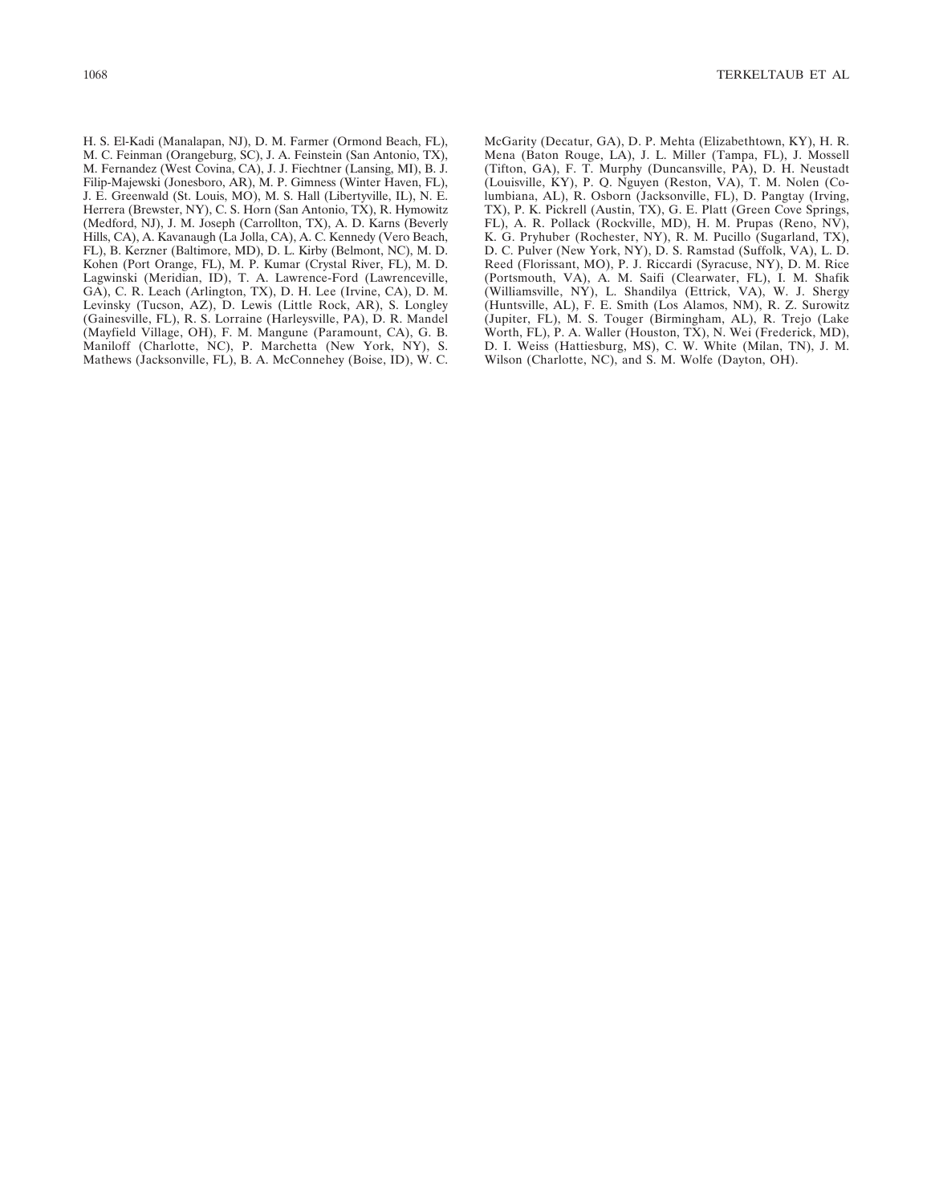H. S. El-Kadi (Manalapan, NJ), D. M. Farmer (Ormond Beach, FL), M. C. Feinman (Orangeburg, SC), J. A. Feinstein (San Antonio, TX), M. Fernandez (West Covina, CA), J. J. Fiechtner (Lansing, MI), B. J. Filip-Majewski (Jonesboro, AR), M. P. Gimness (Winter Haven, FL), J. E. Greenwald (St. Louis, MO), M. S. Hall (Libertyville, IL), N. E. Herrera (Brewster, NY), C. S. Horn (San Antonio, TX), R. Hymowitz (Medford, NJ), J. M. Joseph (Carrollton, TX), A. D. Karns (Beverly Hills, CA), A. Kavanaugh (La Jolla, CA), A. C. Kennedy (Vero Beach, FL), B. Kerzner (Baltimore, MD), D. L. Kirby (Belmont, NC), M. D. Kohen (Port Orange, FL), M. P. Kumar (Crystal River, FL), M. D. Lagwinski (Meridian, ID), T. A. Lawrence-Ford (Lawrenceville, GA), C. R. Leach (Arlington, TX), D. H. Lee (Irvine, CA), D. M. Levinsky (Tucson, AZ), D. Lewis (Little Rock, AR), S. Longley (Gainesville, FL), R. S. Lorraine (Harleysville, PA), D. R. Mandel (Mayfield Village, OH), F. M. Mangune (Paramount, CA), G. B. Maniloff (Charlotte, NC), P. Marchetta (New York, NY), S. Mathews (Jacksonville, FL), B. A. McConnehey (Boise, ID), W. C. McGarity (Decatur, GA), D. P. Mehta (Elizabethtown, KY), H. R. Mena (Baton Rouge, LA), J. L. Miller (Tampa, FL), J. Mossell (Tifton, GA), F. T. Murphy (Duncansville, PA), D. H. Neustadt (Louisville, KY), P. Q. Nguyen (Reston, VA), T. M. Nolen (Columbiana, AL), R. Osborn (Jacksonville, FL), D. Pangtay (Irving, TX), P. K. Pickrell (Austin, TX), G. E. Platt (Green Cove Springs, FL), A. R. Pollack (Rockville, MD), H. M. Prupas (Reno, NV), K. G. Pryhuber (Rochester, NY), R. M. Pucillo (Sugarland, TX), D. C. Pulver (New York, NY), D. S. Ramstad (Suffolk, VA), L. D. Reed (Florissant, MO), P. J. Riccardi (Syracuse, NY), D. M. Rice (Portsmouth, VA), A. M. Saifi (Clearwater, FL), I. M. Shafik (Williamsville, NY), L. Shandilya (Ettrick, VA), W. J. Shergy (Huntsville, AL), F. E. Smith (Los Alamos, NM), R. Z. Surowitz (Jupiter, FL), M. S. Touger (Birmingham, AL), R. Trejo (Lake Worth, FL), P. A. Waller (Houston, TX), N. Wei (Frederick, MD), D. I. Weiss (Hattiesburg, MS), C. W. White (Milan, TN), J. M. Wilson (Charlotte, NC), and S. M. Wolfe (Dayton, OH).